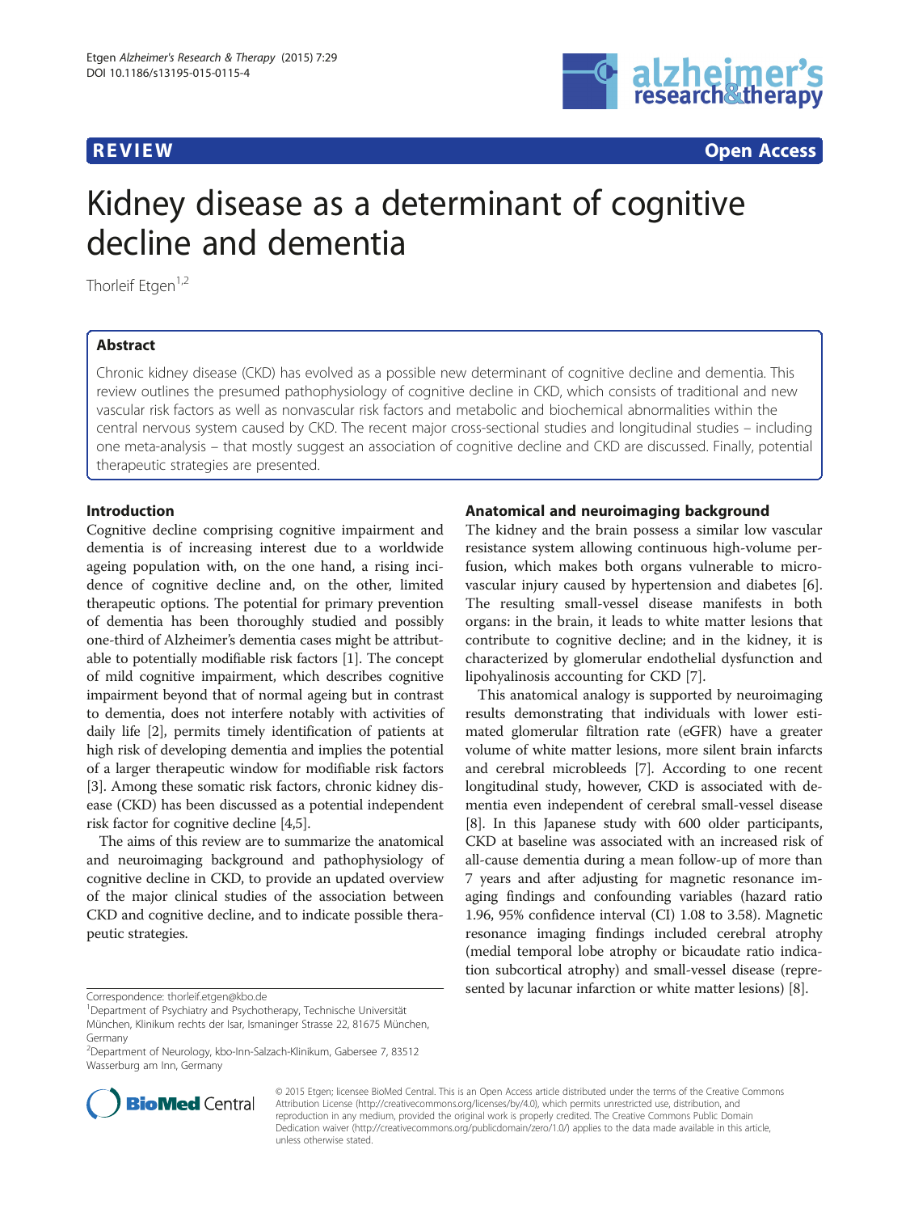**REVIEW** **Open Access**

# Kidney disease as a determinant of cognitive decline and dementia

Thorleif Etgen[1,2]

## Abstract

Chronic kidney disease (CKD) has evolved as a possible new determinant of cognitive decline and dementia. This review outlines the presumed pathophysiology of cognitive decline in CKD, which consists of traditional and new vascular risk factors as well as nonvascular risk factors and metabolic and biochemical abnormalities within the central nervous system caused by CKD. The recent major cross-sectional studies and longitudinal studies – including one meta-analysis – that mostly suggest an association of cognitive decline and CKD are discussed. Finally, potential therapeutic strategies are presented.

## Introduction

Cognitive decline comprising cognitive impairment and dementia is of increasing interest due to a worldwide ageing population with, on the one hand, a rising incidence of cognitive decline and, on the other, limited therapeutic options. The potential for primary prevention of dementia has been thoroughly studied and possibly one-third of Alzheimer's dementia cases might be attributable to potentially modifiable risk factors [1]. The concept of mild cognitive impairment, which describes cognitive impairment beyond that of normal ageing but in contrast to dementia, does not interfere notably with activities of daily life [2], permits timely identification of patients at high risk of developing dementia and implies the potential of a larger therapeutic window for modifiable risk factors [3]. Among these somatic risk factors, chronic kidney disease (CKD) has been discussed as a potential independent risk factor for cognitive decline [4,5].

The aims of this review are to summarize the anatomical and neuroimaging background and pathophysiology of cognitive decline in CKD, to provide an updated overview of the major clinical studies of the association between CKD and cognitive decline, and to indicate possible therapeutic strategies.

## Anatomical and neuroimaging background

The kidney and the brain possess a similar low vascular resistance system allowing continuous high-volume perfusion, which makes both organs vulnerable to microvascular injury caused by hypertension and diabetes [6]. The resulting small-vessel disease manifests in both organs: in the brain, it leads to white matter lesions that contribute to cognitive decline; and in the kidney, it is characterized by glomerular endothelial dysfunction and lipohyalinosis accounting for CKD [7].

This anatomical analogy is supported by neuroimaging results demonstrating that individuals with lower estimated glomerular filtration rate (eGFR) have a greater volume of white matter lesions, more silent brain infarcts and cerebral microbleeds [7]. According to one recent longitudinal study, however, CKD is associated with dementia even independent of cerebral small-vessel disease [8]. In this Japanese study with 600 older participants, CKD at baseline was associated with an increased risk of all-cause dementia during a mean follow-up of more than 7 years and after adjusting for magnetic resonance imaging findings and confounding variables (hazard ratio 1.96, 95% confidence interval (CI) 1.08 to 3.58). Magnetic resonance imaging findings included cerebral atrophy (medial temporal lobe atrophy or bicaudate ratio indication subcortical atrophy) and small-vessel disease (represented by lacunar infarction or white matter lesions) [8].

Correspondence: thorleif.etgen@kbo.de

[1]Department of Psychiatry and Psychotherapy, Technische Universität München, Klinikum rechts der Isar, Ismaninger Strasse 22, 81675 München, Germany

[2]Department of Neurology, kbo-Inn-Salzach-Klinikum, Gabersee 7, 83512 Wasserburg am Inn, Germany

© 2015 Etgen; licensee BioMed Central. This is an Open Access article distributed under the terms of the Creative Commons Attribution License (http://creativecommons.org/licenses/by/4.0), which permits unrestricted use, distribution, and reproduction in any medium, provided the original work is properly credited. The Creative Commons Public Domain Dedication waiver (http://creativecommons.org/publicdomain/zero/1.0/) applies to the data made available in this article, unless otherwise stated.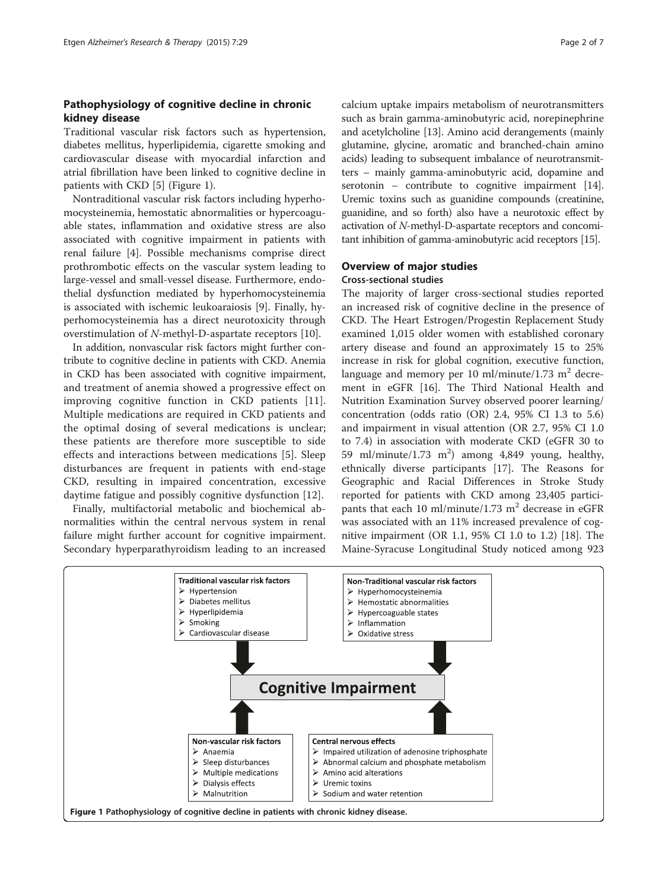## Pathophysiology of cognitive decline in chronic kidney disease

Traditional vascular risk factors such as hypertension, diabetes mellitus, hyperlipidemia, cigarette smoking and cardiovascular disease with myocardial infarction and atrial fibrillation have been linked to cognitive decline in patients with CKD [5] (Figure 1).

Nontraditional vascular risk factors including hyperhomocysteinemia, hemostatic abnormalities or hypercoaguable states, inflammation and oxidative stress are also associated with cognitive impairment in patients with renal failure [4]. Possible mechanisms comprise direct prothrombotic effects on the vascular system leading to large-vessel and small-vessel disease. Furthermore, endothelial dysfunction mediated by hyperhomocysteinemia is associated with ischemic leukoaraiosis [9]. Finally, hyperhomocysteinemia has a direct neurotoxicity through overstimulation of *N*-methyl-D-aspartate receptors [10].

In addition, nonvascular risk factors might further contribute to cognitive decline in patients with CKD. Anemia in CKD has been associated with cognitive impairment, and treatment of anemia showed a progressive effect on improving cognitive function in CKD patients [11]. Multiple medications are required in CKD patients and the optimal dosing of several medications is unclear; these patients are therefore more susceptible to side effects and interactions between medications [5]. Sleep disturbances are frequent in patients with end-stage CKD, resulting in impaired concentration, excessive daytime fatigue and possibly cognitive dysfunction [12].

Finally, multifactorial metabolic and biochemical abnormalities within the central nervous system in renal failure might further account for cognitive impairment. Secondary hyperparathyroidism leading to an increased calcium uptake impairs metabolism of neurotransmitters such as brain gamma-aminobutyric acid, norepinephrine and acetylcholine [13]. Amino acid derangements (mainly glutamine, glycine, aromatic and branched-chain amino acids) leading to subsequent imbalance of neurotransmitters – mainly gamma-aminobutyric acid, dopamine and serotonin – contribute to cognitive impairment [14]. Uremic toxins such as guanidine compounds (creatinine, guanidine, and so forth) also have a neurotoxic effect by activation of *N*-methyl-D-aspartate receptors and concomitant inhibition of gamma-aminobutyric acid receptors [15].

## Overview of major studies

### Cross-sectional studies

The majority of larger cross-sectional studies reported an increased risk of cognitive decline in the presence of CKD. The Heart Estrogen/Progestin Replacement Study examined 1,015 older women with established coronary artery disease and found an approximately 15 to 25% increase in risk for global cognition, executive function, language and memory per 10 ml/minute/1.73 $m^2$ decrement in eGFR [16]. The Third National Health and Nutrition Examination Survey observed poorer learning/concentration (odds ratio (OR) 2.4, 95% CI 1.3 to 5.6) and impairment in visual attention (OR 2.7, 95% CI 1.0 to 7.4) in association with moderate CKD (eGFR 30 to 59 ml/minute/1.73 $m^2$) among 4,849 young, healthy, ethnically diverse participants [17]. The Reasons for Geographic and Racial Differences in Stroke Study reported for patients with CKD among 23,405 participants that each 10 ml/minute/1.73 $m^2$ decrease in eGFR was associated with an 11% increased prevalence of cognitive impairment (OR 1.1, 95% CI 1.0 to 1.2) [18]. The Maine-Syracuse Longitudinal Study noticed among 923

Traditional vascular risk factors
- Hypertension
- Diabetes mellitus
- Hyperlipidemia
- Smoking
- Cardiovascular disease

Non-Traditional vascular risk factors
- Hyperhomocysteinemia
- Hemostatic abnormalities
- Hypercoaguable states
- Inflammation
- Oxidative stress

Cognitive Impairment

Non-vascular risk factors
- Anaemia
- Sleep disturbances
- Multiple medications
- Dialysis effects
- Malnutrition

Central nervous effects
- Impaired utilization of adenosine triphosphate
- Abnormal calcium and phosphate metabolism
- Amino acid alterations
- Uremic toxins
- Sodium and water retention

**Figure 1** Pathophysiology of cognitive decline in patients with chronic kidney disease.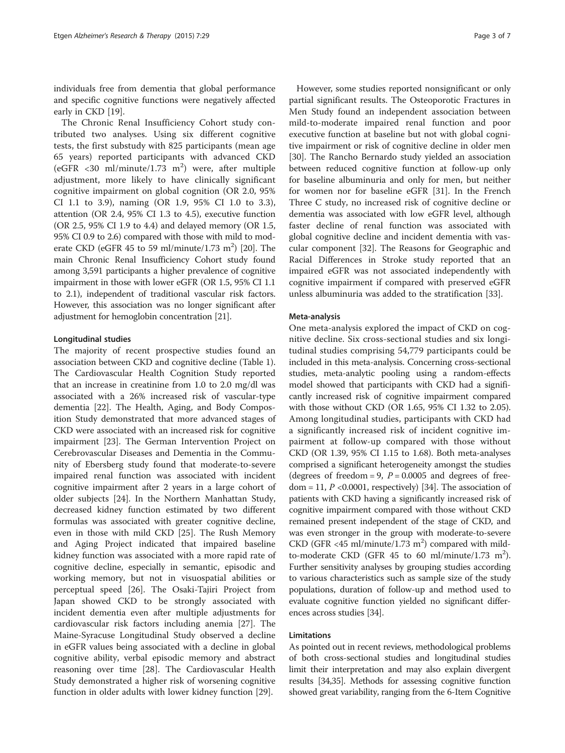individuals free from dementia that global performance and specific cognitive functions were negatively affected early in CKD [19].

The Chronic Renal Insufficiency Cohort study contributed two analyses. Using six different cognitive tests, the first substudy with 825 participants (mean age 65 years) reported participants with advanced CKD (eGFR <30 ml/minute/1.73 $m^2$) were, after multiple adjustment, more likely to have clinically significant cognitive impairment on global cognition (OR 2.0, 95% CI 1.1 to 3.9), naming (OR 1.9, 95% CI 1.0 to 3.3), attention (OR 2.4, 95% CI 1.3 to 4.5), executive function (OR 2.5, 95% CI 1.9 to 4.4) and delayed memory (OR 1.5, 95% CI 0.9 to 2.6) compared with those with mild to moderate CKD (eGFR 45 to 59 ml/minute/1.73 $m^2$) [20]. The main Chronic Renal Insufficiency Cohort study found among 3,591 participants a higher prevalence of cognitive impairment in those with lower eGFR (OR 1.5, 95% CI 1.1 to 2.1), independent of traditional vascular risk factors. However, this association was no longer significant after adjustment for hemoglobin concentration [21].

#### Longitudinal studies

The majority of recent prospective studies found an association between CKD and cognitive decline (Table 1). The Cardiovascular Health Cognition Study reported that an increase in creatinine from 1.0 to 2.0 mg/dl was associated with a 26% increased risk of vascular-type dementia [22]. The Health, Aging, and Body Composition Study demonstrated that more advanced stages of CKD were associated with an increased risk for cognitive impairment [23]. The German Intervention Project on Cerebrovascular Diseases and Dementia in the Community of Ebersberg study found that moderate-to-severe impaired renal function was associated with incident cognitive impairment after 2 years in a large cohort of older subjects [24]. In the Northern Manhattan Study, decreased kidney function estimated by two different formulas was associated with greater cognitive decline, even in those with mild CKD [25]. The Rush Memory and Aging Project indicated that impaired baseline kidney function was associated with a more rapid rate of cognitive decline, especially in semantic, episodic and working memory, but not in visuospatial abilities or perceptual speed [26]. The Osaki-Tajiri Project from Japan showed CKD to be strongly associated with incident dementia even after multiple adjustments for cardiovascular risk factors including anemia [27]. The Maine-Syracuse Longitudinal Study observed a decline in eGFR values being associated with a decline in global cognitive ability, verbal episodic memory and abstract reasoning over time [28]. The Cardiovascular Health Study demonstrated a higher risk of worsening cognitive function in older adults with lower kidney function [29].

However, some studies reported nonsignificant or only partial significant results. The Osteoporotic Fractures in Men Study found an independent association between mild-to-moderate impaired renal function and poor executive function at baseline but not with global cognitive impairment or risk of cognitive decline in older men [30]. The Rancho Bernardo study yielded an association between reduced cognitive function at follow-up only for baseline albuminuria and only for men, but neither for women nor for baseline eGFR [31]. In the French Three C study, no increased risk of cognitive decline or dementia was associated with low eGFR level, although faster decline of renal function was associated with global cognitive decline and incident dementia with vascular component [32]. The Reasons for Geographic and Racial Differences in Stroke study reported that an impaired eGFR was not associated independently with cognitive impairment if compared with preserved eGFR unless albuminuria was added to the stratification [33].

#### Meta-analysis

One meta-analysis explored the impact of CKD on cognitive decline. Six cross-sectional studies and six longitudinal studies comprising 54,779 participants could be included in this meta-analysis. Concerning cross-sectional studies, meta-analytic pooling using a random-effects model showed that participants with CKD had a significantly increased risk of cognitive impairment compared with those without CKD (OR 1.65, 95% CI 1.32 to 2.05). Among longitudinal studies, participants with CKD had a significantly increased risk of incident cognitive impairment at follow-up compared with those without CKD (OR 1.39, 95% CI 1.15 to 1.68). Both meta-analyses comprised a significant heterogeneity amongst the studies (degrees of freedom = 9, $P = 0.0005$ and degrees of freedom = 11, $P < 0.0001$, respectively) [34]. The association of patients with CKD having a significantly increased risk of cognitive impairment compared with those without CKD remained present independent of the stage of CKD, and was even stronger in the group with moderate-to-severe CKD (GFR <45 ml/minute/1.73 $m^2$) compared with mild-to-moderate CKD (GFR 45 to 60 ml/minute/1.73 $m^2$). Further sensitivity analyses by grouping studies according to various characteristics such as sample size of the study populations, duration of follow-up and method used to evaluate cognitive function yielded no significant differences across studies [34].

#### Limitations

As pointed out in recent reviews, methodological problems of both cross-sectional studies and longitudinal studies limit their interpretation and may also explain divergent results [34,35]. Methods for assessing cognitive function showed great variability, ranging from the 6-Item Cognitive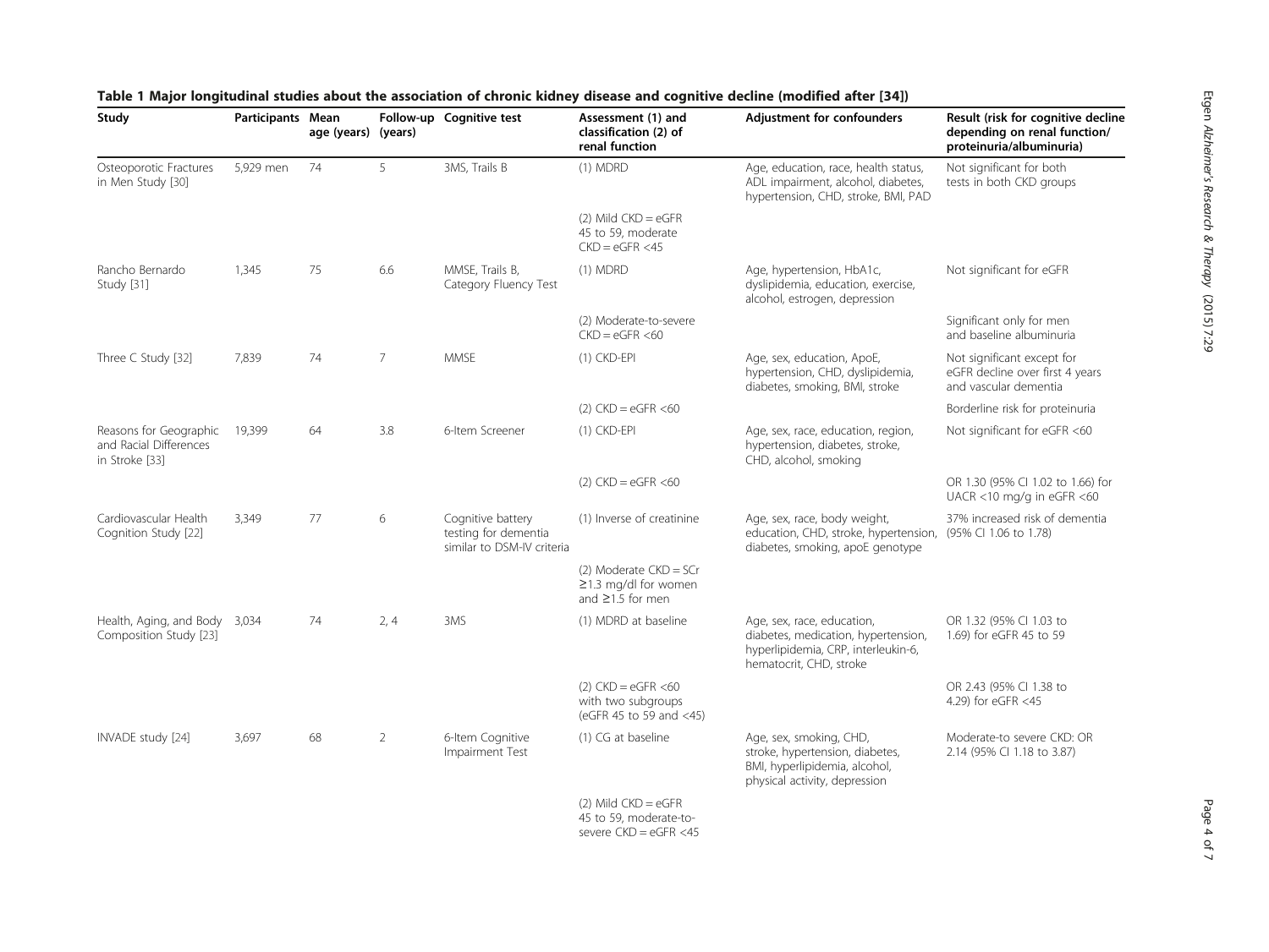**Table 1 Major longitudinal studies about the association of chronic kidney disease and cognitive decline (modified after [34])**

| Study | Participants | Mean age (years) | Follow-up (years) | Cognitive test | Assessment (1) and classification (2) of renal function | Adjustment for confounders | Result (risk for cognitive decline depending on renal function/ proteinuria/albuminuria) |
|---|---|---|---|---|---|---|---|
| Osteoporotic Fractures in Men Study [30] | 5,929 men | 74 | 5 | 3MS, Trails B | (1) MDRD | Age, education, race, health status, ADL impairment, alcohol, diabetes, hypertension, CHD, stroke, BMI, PAD | Not significant for both tests in both CKD groups |
| | | | | | (2) Mild CKD = eGFR 45 to 59, moderate CKD = eGFR <45 | | |
| Rancho Bernardo Study [31] | 1,345 | 75 | 6.6 | MMSE, Trails B, Category Fluency Test | (1) MDRD | Age, hypertension, HbA1c, dyslipidemia, education, exercise, alcohol, estrogen, depression | Not significant for eGFR |
| | | | | | (2) Moderate-to-severe CKD = eGFR <60 | | Significant only for men and baseline albuminuria |
| Three C Study [32] | 7,839 | 74 | 7 | MMSE | (1) CKD-EPI | Age, sex, education, ApoE, hypertension, CHD, dyslipidemia, diabetes, smoking, BMI, stroke | Not significant except for eGFR decline over first 4 years and vascular dementia |
| | | | | | (2) CKD = eGFR <60 | | Borderline risk for proteinuria |
| Reasons for Geographic and Racial Differences in Stroke [33] | 19,399 | 64 | 3.8 | 6-Item Screener | (1) CKD-EPI | Age, sex, race, education, region, hypertension, diabetes, stroke, CHD, alcohol, smoking | Not significant for eGFR <60 |
| | | | | | (2) CKD = eGFR <60 | | OR 1.30 (95% CI 1.02 to 1.66) for UACR <10 mg/g in eGFR <60 |
| Cardiovascular Health Cognition Study [22] | 3,349 | 77 | 6 | Cognitive battery testing for dementia similar to DSM-IV criteria | (1) Inverse of creatinine | Age, sex, race, body weight, education, CHD, stroke, hypertension, diabetes, smoking, apoE genotype | 37% increased risk of dementia (95% CI 1.06 to 1.78) |
| | | | | | (2) Moderate CKD = SCr ≥1.3 mg/dl for women and ≥1.5 for men | | |
| Health, Aging, and Body Composition Study [23] | 3,034 | 74 | 2, 4 | 3MS | (1) MDRD at baseline | Age, sex, race, education, diabetes, medication, hypertension, hyperlipidemia, CRP, interleukin-6, hematocrit, CHD, stroke | OR 1.32 (95% CI 1.03 to 1.69) for eGFR 45 to 59 |
| | | | | | (2) CKD = eGFR <60 with two subgroups (eGFR 45 to 59 and <45) | | OR 2.43 (95% CI 1.38 to 4.29) for eGFR <45 |
| INVADE study [24] | 3,697 | 68 | 2 | 6-Item Cognitive Impairment Test | (1) CG at baseline | Age, sex, smoking, CHD, stroke, hypertension, diabetes, BMI, hyperlipidemia, alcohol, physical activity, depression | Moderate-to severe CKD: OR 2.14 (95% CI 1.18 to 3.87) |
| | | | | | (2) Mild CKD = eGFR 45 to 59, moderate-to-severe CKD = eGFR <45 | | |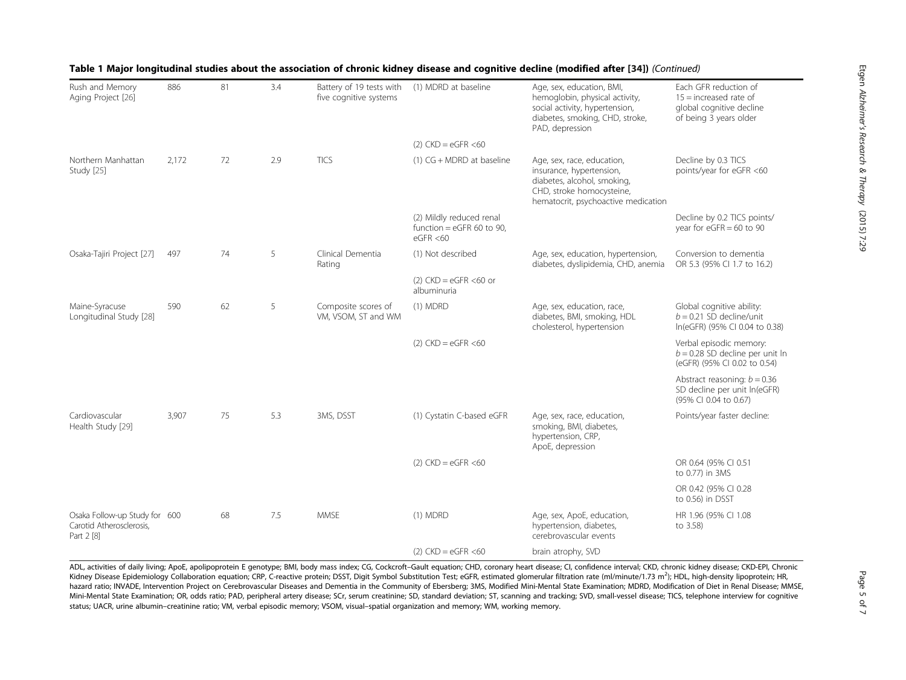**Table 1 Major longitudinal studies about the association of chronic kidney disease and cognitive decline (modified after [34])** *(Continued)*

| | | | | | | | |
|---|---|---|---|---|---|---|---|
| Rush and Memory Aging Project [26] | 886 | 81 | 3.4 | Battery of 19 tests with five cognitive systems | (1) MDRD at baseline | Age, sex, education, BMI, hemoglobin, physical activity, social activity, hypertension, diabetes, smoking, CHD, stroke, PAD, depression | Each GFR reduction of 15 = increased rate of global cognitive decline of being 3 years older |
| | | | | | (2) CKD = eGFR <60 | | |
| Northern Manhattan Study [25] | 2,172 | 72 | 2.9 | TICS | (1) CG + MDRD at baseline | Age, sex, race, education, insurance, hypertension, diabetes, alcohol, smoking, CHD, stroke homocysteine, hematocrit, psychoactive medication | Decline by 0.3 TICS points/year for eGFR <60 |
| | | | | | (2) Mildly reduced renal function = eGFR 60 to 90, eGFR <60 | | Decline by 0.2 TICS points/ year for eGFR = 60 to 90 |
| Osaka-Tajiri Project [27] | 497 | 74 | 5 | Clinical Dementia Rating | (1) Not described | Age, sex, education, hypertension, diabetes, dyslipidemia, CHD, anemia | Conversion to dementia OR 5.3 (95% CI 1.7 to 16.2) |
| | | | | | (2) CKD = eGFR <60 or albuminuria | | |
| Maine-Syracuse Longitudinal Study [28] | 590 | 62 | 5 | Composite scores of VM, VSOM, ST and WM | (1) MDRD | Age, sex, education, race, diabetes, BMI, smoking, HDL cholesterol, hypertension | Global cognitive ability: $b = 0.21$ SD decline/unit ln(eGFR) (95% CI 0.04 to 0.38) |
| | | | | | (2) CKD = eGFR <60 | | Verbal episodic memory: $b = 0.28$ SD decline per unit ln (eGFR) (95% CI 0.02 to 0.54) |
| | | | | | | | Abstract reasoning: $b = 0.36$ SD decline per unit ln(eGFR) (95% CI 0.04 to 0.67) |
| Cardiovascular Health Study [29] | 3,907 | 75 | 5.3 | 3MS, DSST | (1) Cystatin C-based eGFR | Age, sex, race, education, smoking, BMI, diabetes, hypertension, CRP, ApoE, depression | Points/year faster decline: |
| | | | | | (2) CKD = eGFR <60 | | OR 0.64 (95% CI 0.51 to 0.77) in 3MS |
| | | | | | | | OR 0.42 (95% CI 0.28 to 0.56) in DSST |
| Osaka Follow-up Study for Carotid Atherosclerosis, Part 2 [8] | 600 | 68 | 7.5 | MMSE | (1) MDRD | Age, sex, ApoE, education, hypertension, diabetes, cerebrovascular events | HR 1.96 (95% CI 1.08 to 3.58) |
| | | | | | (2) CKD = eGFR <60 | brain atrophy, SVD | |

ADL, activities of daily living; ApoE, apolipoprotein E genotype; BMI, body mass index; CG, Cockcroft–Gault equation; CHD, coronary heart disease; CI, confidence interval; CKD, chronic kidney disease; CKD-EPI, Chronic Kidney Disease Epidemiology Collaboration equation; CRP, C-reactive protein; DSST, Digit Symbol Substitution Test; eGFR, estimated glomerular filtration rate (ml/minute/1.73 $m^2$); HDL, high-density lipoprotein; HR, hazard ratio; INVADE, Intervention Project on Cerebrovascular Diseases and Dementia in the Community of Ebersberg; 3MS, Modified Mini-Mental State Examination; MDRD, Modification of Diet in Renal Disease; MMSE, Mini-Mental State Examination; OR, odds ratio; PAD, peripheral artery disease; SCr, serum creatinine; SD, standard deviation; ST, scanning and tracking; SVD, small-vessel disease; TICS, telephone interview for cognitive status; UACR, urine albumin–creatinine ratio; VM, verbal episodic memory; VSOM, visual–spatial organization and memory; WM, working memory.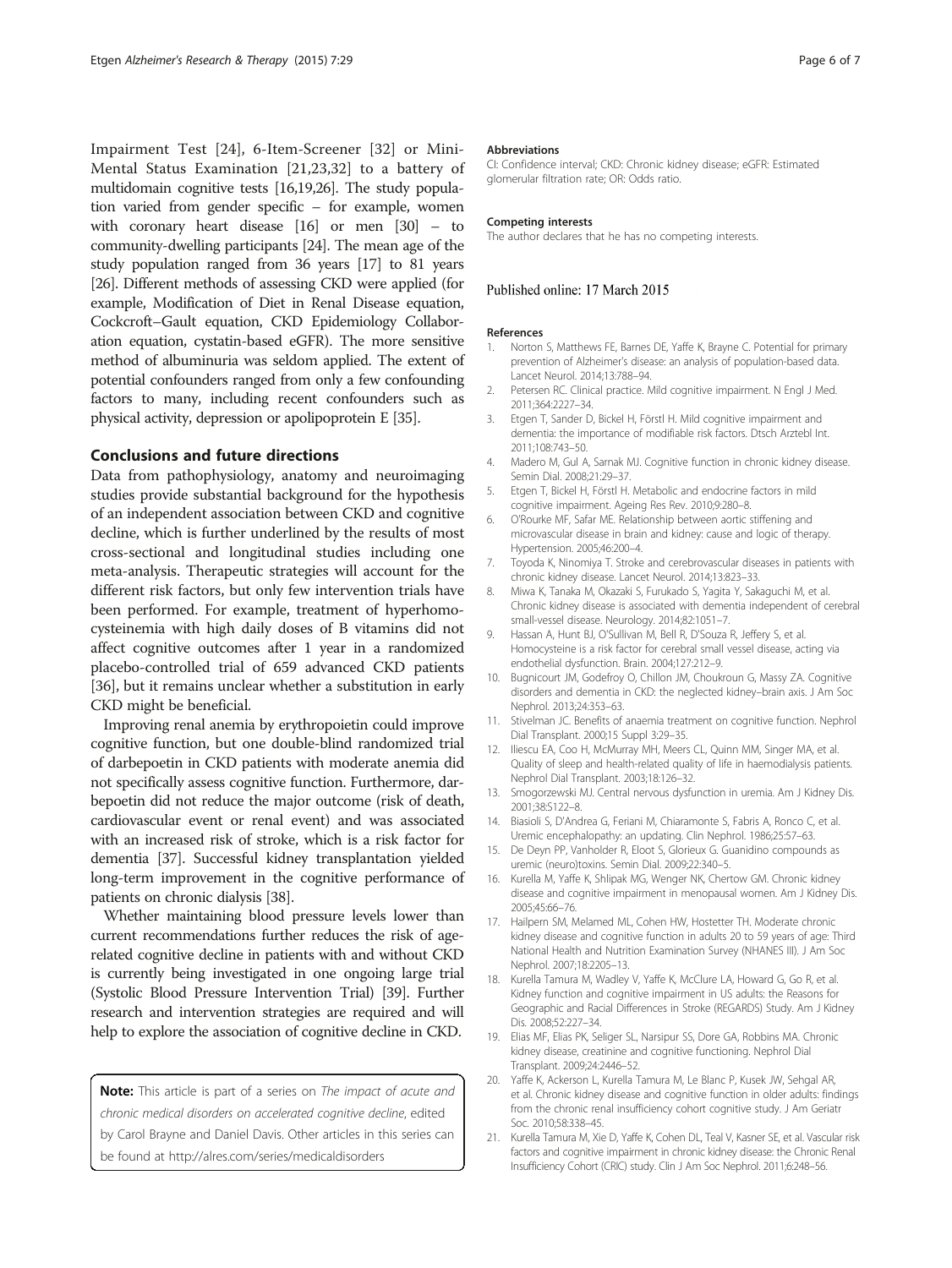Impairment Test [24], 6-Item-Screener [32] or Mini-Mental Status Examination [21,23,32] to a battery of multidomain cognitive tests [16,19,26]. The study population varied from gender specific – for example, women with coronary heart disease [16] or men [30] – to community-dwelling participants [24]. The mean age of the study population ranged from 36 years [17] to 81 years [26]. Different methods of assessing CKD were applied (for example, Modification of Diet in Renal Disease equation, Cockcroft–Gault equation, CKD Epidemiology Collaboration equation, cystatin-based eGFR). The more sensitive method of albuminuria was seldom applied. The extent of potential confounders ranged from only a few confounding factors to many, including recent confounders such as physical activity, depression or apolipoprotein E [35].

## Conclusions and future directions

Data from pathophysiology, anatomy and neuroimaging studies provide substantial background for the hypothesis of an independent association between CKD and cognitive decline, which is further underlined by the results of most cross-sectional and longitudinal studies including one meta-analysis. Therapeutic strategies will account for the different risk factors, but only few intervention trials have been performed. For example, treatment of hyperhomocysteinemia with high daily doses of B vitamins did not affect cognitive outcomes after 1 year in a randomized placebo-controlled trial of 659 advanced CKD patients [36], but it remains unclear whether a substitution in early CKD might be beneficial.

Improving renal anemia by erythropoietin could improve cognitive function, but one double-blind randomized trial of darbepoetin in CKD patients with moderate anemia did not specifically assess cognitive function. Furthermore, darbepoetin did not reduce the major outcome (risk of death, cardiovascular event or renal event) and was associated with an increased risk of stroke, which is a risk factor for dementia [37]. Successful kidney transplantation yielded long-term improvement in the cognitive performance of patients on chronic dialysis [38].

Whether maintaining blood pressure levels lower than current recommendations further reduces the risk of age-related cognitive decline in patients with and without CKD is currently being investigated in one ongoing large trial (Systolic Blood Pressure Intervention Trial) [39]. Further research and intervention strategies are required and will help to explore the association of cognitive decline in CKD.

**Note:** This article is part of a series on *The impact of acute and chronic medical disorders on accelerated cognitive decline*, edited by Carol Brayne and Daniel Davis. Other articles in this series can be found at http://alres.com/series/medicaldisorders

#### Abbreviations

CI: Confidence interval; CKD: Chronic kidney disease; eGFR: Estimated glomerular filtration rate; OR: Odds ratio.

#### Competing interests

The author declares that he has no competing interests.

Published online: 17 March 2015

#### References

1. Norton S, Matthews FE, Barnes DE, Yaffe K, Brayne C. Potential for primary prevention of Alzheimer's disease: an analysis of population-based data. Lancet Neurol. 2014;13:788–94.
2. Petersen RC. Clinical practice. Mild cognitive impairment. N Engl J Med. 2011;364:2227–34.
3. Etgen T, Sander D, Bickel H, Förstl H. Mild cognitive impairment and dementia: the importance of modifiable risk factors. Dtsch Arztebl Int. 2011;108:743–50.
4. Madero M, Gul A, Sarnak MJ. Cognitive function in chronic kidney disease. Semin Dial. 2008;21:29–37.
5. Etgen T, Bickel H, Förstl H. Metabolic and endocrine factors in mild cognitive impairment. Ageing Res Rev. 2010;9:280–8.
6. O'Rourke MF, Safar ME. Relationship between aortic stiffening and microvascular disease in brain and kidney: cause and logic of therapy. Hypertension. 2005;46:200–4.
7. Toyoda K, Ninomiya T. Stroke and cerebrovascular diseases in patients with chronic kidney disease. Lancet Neurol. 2014;13:823–33.
8. Miwa K, Tanaka M, Okazaki S, Furukado S, Yagita Y, Sakaguchi M, et al. Chronic kidney disease is associated with dementia independent of cerebral small-vessel disease. Neurology. 2014;82:1051–7.
9. Hassan A, Hunt BJ, O'Sullivan M, Bell R, D'Souza R, Jeffery S, et al. Homocysteine is a risk factor for cerebral small vessel disease, acting via endothelial dysfunction. Brain. 2004;127:212–9.
10. Bugnicourt JM, Godefroy O, Chillon JM, Choukroun G, Massy ZA. Cognitive disorders and dementia in CKD: the neglected kidney–brain axis. J Am Soc Nephrol. 2013;24:353–63.
11. Stivelman JC. Benefits of anaemia treatment on cognitive function. Nephrol Dial Transplant. 2000;15 Suppl 3:29–35.
12. Iliescu EA, Coo H, McMurray MH, Meers CL, Quinn MM, Singer MA, et al. Quality of sleep and health-related quality of life in haemodialysis patients. Nephrol Dial Transplant. 2003;18:126–32.
13. Smogorzewski MJ. Central nervous dysfunction in uremia. Am J Kidney Dis. 2001;38:S122–8.
14. Biasioli S, D'Andrea G, Feriani M, Chiaramonte S, Fabris A, Ronco C, et al. Uremic encephalopathy: an updating. Clin Nephrol. 1986;25:57–63.
15. De Deyn PP, Vanholder R, Eloot S, Glorieux G. Guanidino compounds as uremic (neuro)toxins. Semin Dial. 2009;22:340–5.
16. Kurella M, Yaffe K, Shlipak MG, Wenger NK, Chertow GM. Chronic kidney disease and cognitive impairment in menopausal women. Am J Kidney Dis. 2005;45:66–76.
17. Hailpern SM, Melamed ML, Cohen HW, Hostetter TH. Moderate chronic kidney disease and cognitive function in adults 20 to 59 years of age: Third National Health and Nutrition Examination Survey (NHANES III). J Am Soc Nephrol. 2007;18:2205–13.
18. Kurella Tamura M, Wadley V, Yaffe K, McClure LA, Howard G, Go R, et al. Kidney function and cognitive impairment in US adults: the Reasons for Geographic and Racial Differences in Stroke (REGARDS) Study. Am J Kidney Dis. 2008;52:227–34.
19. Elias MF, Elias PK, Seliger SL, Narsipur SS, Dore GA, Robbins MA. Chronic kidney disease, creatinine and cognitive functioning. Nephrol Dial Transplant. 2009;24:2446–52.
20. Yaffe K, Ackerson L, Kurella Tamura M, Le Blanc P, Kusek JW, Sehgal AR, et al. Chronic kidney disease and cognitive function in older adults: findings from the chronic renal insufficiency cohort cognitive study. J Am Geriatr Soc. 2010;58:338–45.
21. Kurella Tamura M, Xie D, Yaffe K, Cohen DL, Teal V, Kasner SE, et al. Vascular risk factors and cognitive impairment in chronic kidney disease: the Chronic Renal Insufficiency Cohort (CRIC) study. Clin J Am Soc Nephrol. 2011;6:248–56.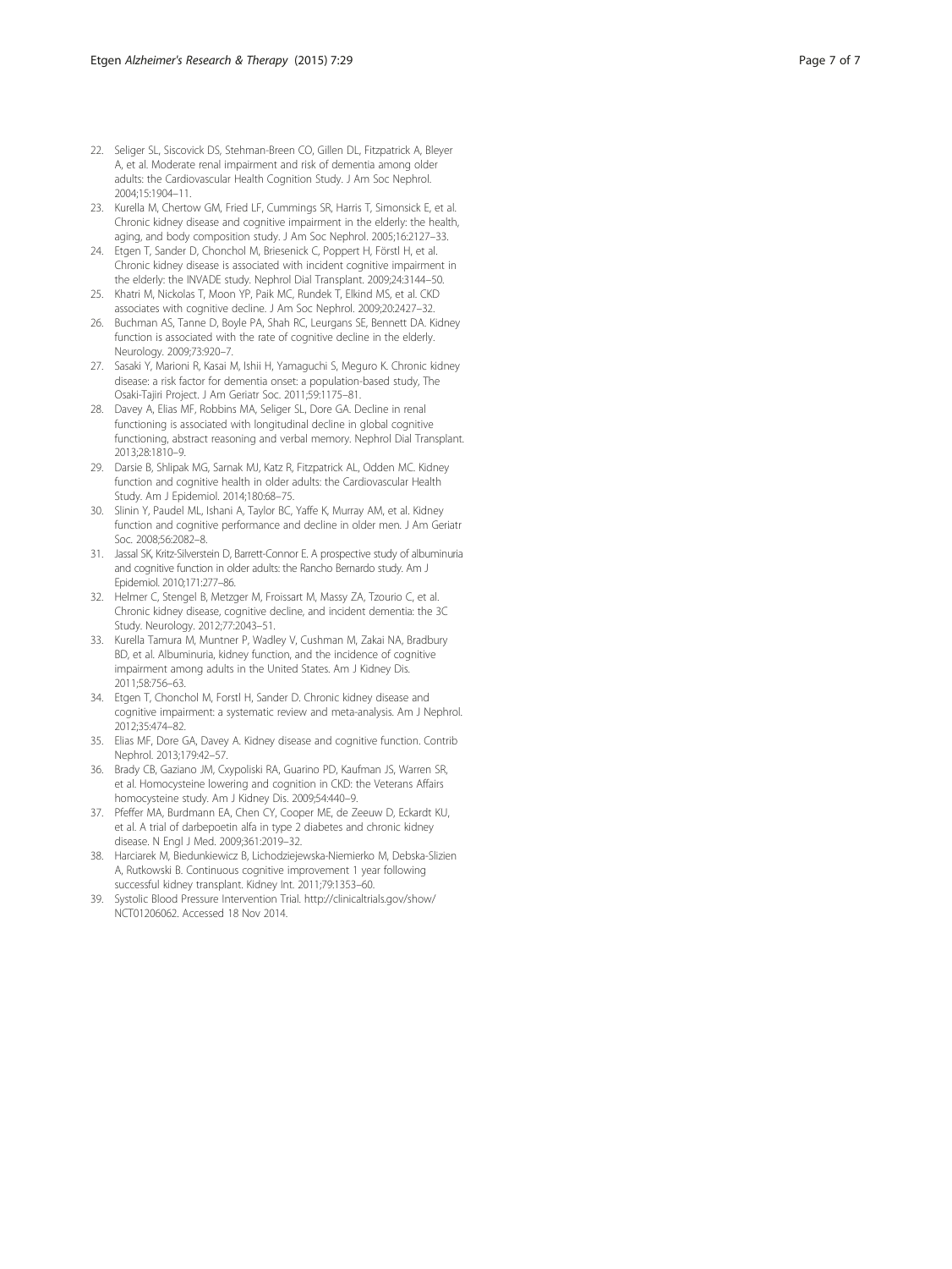22. Seliger SL, Siscovick DS, Stehman-Breen CO, Gillen DL, Fitzpatrick A, Bleyer A, et al. Moderate renal impairment and risk of dementia among older adults: the Cardiovascular Health Cognition Study. J Am Soc Nephrol. 2004;15:1904–11.
23. Kurella M, Chertow GM, Fried LF, Cummings SR, Harris T, Simonsick E, et al. Chronic kidney disease and cognitive impairment in the elderly: the health, aging, and body composition study. J Am Soc Nephrol. 2005;16:2127–33.
24. Etgen T, Sander D, Chonchol M, Briesenick C, Poppert H, Förstl H, et al. Chronic kidney disease is associated with incident cognitive impairment in the elderly: the INVADE study. Nephrol Dial Transplant. 2009;24:3144–50.
25. Khatri M, Nickolas T, Moon YP, Paik MC, Rundek T, Elkind MS, et al. CKD associates with cognitive decline. J Am Soc Nephrol. 2009;20:2427–32.
26. Buchman AS, Tanne D, Boyle PA, Shah RC, Leurgans SE, Bennett DA. Kidney function is associated with the rate of cognitive decline in the elderly. Neurology. 2009;73:920–7.
27. Sasaki Y, Marioni R, Kasai M, Ishii H, Yamaguchi S, Meguro K. Chronic kidney disease: a risk factor for dementia onset: a population-based study, The Osaki-Tajiri Project. J Am Geriatr Soc. 2011;59:1175–81.
28. Davey A, Elias MF, Robbins MA, Seliger SL, Dore GA. Decline in renal functioning is associated with longitudinal decline in global cognitive functioning, abstract reasoning and verbal memory. Nephrol Dial Transplant. 2013;28:1810–9.
29. Darsie B, Shlipak MG, Sarnak MJ, Katz R, Fitzpatrick AL, Odden MC. Kidney function and cognitive health in older adults: the Cardiovascular Health Study. Am J Epidemiol. 2014;180:68–75.
30. Slinin Y, Paudel ML, Ishani A, Taylor BC, Yaffe K, Murray AM, et al. Kidney function and cognitive performance and decline in older men. J Am Geriatr Soc. 2008;56:2082–8.
31. Jassal SK, Kritz-Silverstein D, Barrett-Connor E. A prospective study of albuminuria and cognitive function in older adults: the Rancho Bernardo study. Am J Epidemiol. 2010;171:277–86.
32. Helmer C, Stengel B, Metzger M, Froissart M, Massy ZA, Tzourio C, et al. Chronic kidney disease, cognitive decline, and incident dementia: the 3C Study. Neurology. 2012;77:2043–51.
33. Kurella Tamura M, Muntner P, Wadley V, Cushman M, Zakai NA, Bradbury BD, et al. Albuminuria, kidney function, and the incidence of cognitive impairment among adults in the United States. Am J Kidney Dis. 2011;58:756–63.
34. Etgen T, Chonchol M, Forstl H, Sander D. Chronic kidney disease and cognitive impairment: a systematic review and meta-analysis. Am J Nephrol. 2012;35:474–82.
35. Elias MF, Dore GA, Davey A. Kidney disease and cognitive function. Contrib Nephrol. 2013;179:42–57.
36. Brady CB, Gaziano JM, Cxypoliski RA, Guarino PD, Kaufman JS, Warren SR, et al. Homocysteine lowering and cognition in CKD: the Veterans Affairs homocysteine study. Am J Kidney Dis. 2009;54:440–9.
37. Pfeffer MA, Burdmann EA, Chen CY, Cooper ME, de Zeeuw D, Eckardt KU, et al. A trial of darbepoetin alfa in type 2 diabetes and chronic kidney disease. N Engl J Med. 2009;361:2019–32.
38. Harciarek M, Biedunkiewicz B, Lichodziejewska-Niemierko M, Debska-Slizien A, Rutkowski B. Continuous cognitive improvement 1 year following successful kidney transplant. Kidney Int. 2011;79:1353–60.
39. Systolic Blood Pressure Intervention Trial. http://clinicaltrials.gov/show/NCT01206062. Accessed 18 Nov 2014.